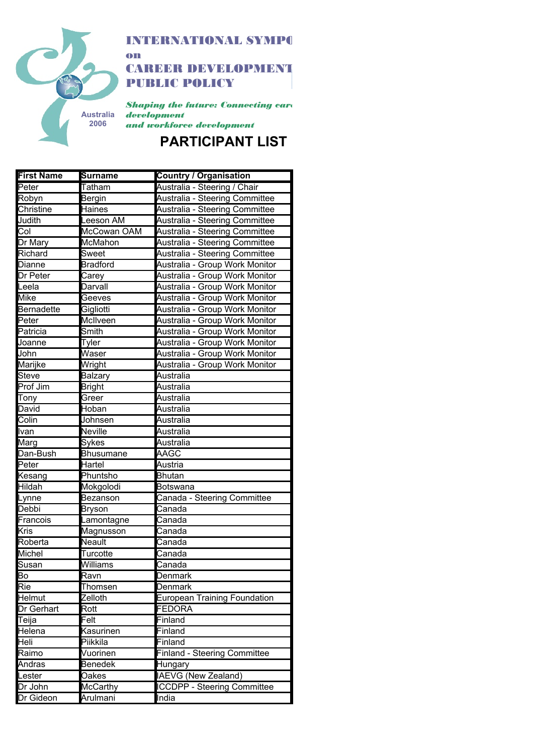# INTERNATIONAL SYMPO

on

# CAREER DEVELOPMENT PUBLIC POLICY

Australia 2006

***Shaping the future: Connecting care development and workforce development***

## PARTICIPANT LIST

| First Name | Surname | Country / Organisation |
|---|---|---|
| Peter | Tatham | Australia - Steering / Chair |
| Robyn | Bergin | Australia - Steering Committee |
| Christine | Haines | Australia - Steering Committee |
| Judith | Leeson AM | Australia - Steering Committee |
| Col | McCowan OAM | Australia - Steering Committee |
| Dr Mary | McMahon | Australia - Steering Committee |
| Richard | Sweet | Australia - Steering Committee |
| Dianne | Bradford | Australia - Group Work Monitor |
| Dr Peter | Carey | Australia - Group Work Monitor |
| Leela | Darvall | Australia - Group Work Monitor |
| Mike | Geeves | Australia - Group Work Monitor |
| Bernadette | Gigliotti | Australia - Group Work Monitor |
| Peter | McIlveen | Australia - Group Work Monitor |
| Patricia | Smith | Australia - Group Work Monitor |
| Joanne | Tyler | Australia - Group Work Monitor |
| John | Waser | Australia - Group Work Monitor |
| Marijke | Wright | Australia - Group Work Monitor |
| Steve | Balzary | Australia |
| Prof Jim | Bright | Australia |
| Tony | Greer | Australia |
| David | Hoban | Australia |
| Colin | Johnsen | Australia |
| Ivan | Neville | Australia |
| Marg | Sykes | Australia |
| Dan-Bush | Bhusumane | AAGC |
| Peter | Hartel | Austria |
| Kesang | Phuntsho | Bhutan |
| Hildah | Mokgolodi | Botswana |
| Lynne | Bezanson | Canada - Steering Committee |
| Debbi | Bryson | Canada |
| Francois | Lamontagne | Canada |
| Kris | Magnusson | Canada |
| Roberta | Neault | Canada |
| Michel | Turcotte | Canada |
| Susan | Williams | Canada |
| Bo | Ravn | Denmark |
| Rie | Thomsen | Denmark |
| Helmut | Zelloth | European Training Foundation |
| Dr Gerhart | Rott | FEDORA |
| Teija | Felt | Finland |
| Helena | Kasurinen | Finland |
| Heli | Piikkila | Finland |
| Raimo | Vuorinen | Finland - Steering Committee |
| Andras | Benedek | Hungary |
| Lester | Oakes | IAEVG (New Zealand) |
| Dr John | McCarthy | ICCDPP - Steering Committee |
| Dr Gideon | Arulmani | India |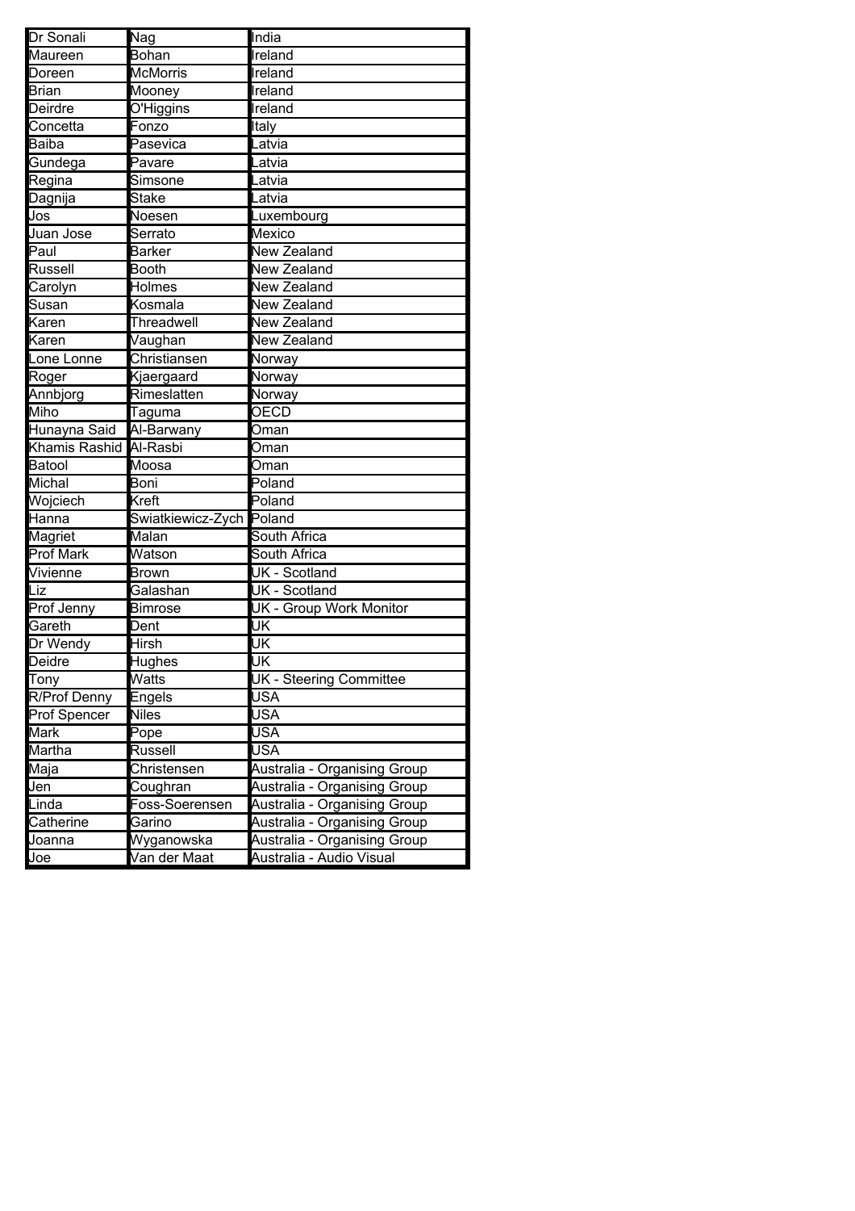| | | |
|---|---|---|
| Dr Sonali | Nag | India |
| Maureen | Bohan | Ireland |
| Doreen | McMorris | Ireland |
| Brian | Mooney | Ireland |
| Deirdre | O'Higgins | Ireland |
| Concetta | Fonzo | Italy |
| Baiba | Pasevica | Latvia |
| Gundega | Pavare | Latvia |
| Regina | Simsone | Latvia |
| Dagnija | Stake | Latvia |
| Jos | Noesen | Luxembourg |
| Juan Jose | Serrato | Mexico |
| Paul | Barker | New Zealand |
| Russell | Booth | New Zealand |
| Carolyn | Holmes | New Zealand |
| Susan | Kosmala | New Zealand |
| Karen | Threadwell | New Zealand |
| Karen | Vaughan | New Zealand |
| Lone Lonne | Christiansen | Norway |
| Roger | Kjaergaard | Norway |
| Annbjorg | Rimeslatten | Norway |
| Miho | Taguma | OECD |
| Hunayna Said | Al-Barwany | Oman |
| Khamis Rashid | Al-Rasbi | Oman |
| Batool | Moosa | Oman |
| Michal | Boni | Poland |
| Wojciech | Kreft | Poland |
| Hanna | Swiatkiewicz-Zych | Poland |
| Magriet | Malan | South Africa |
| Prof Mark | Watson | South Africa |
| Vivienne | Brown | UK - Scotland |
| Liz | Galashan | UK - Scotland |
| Prof Jenny | Bimrose | UK - Group Work Monitor |
| Gareth | Dent | UK |
| Dr Wendy | Hirsh | UK |
| Deidre | Hughes | UK |
| Tony | Watts | UK - Steering Committee |
| R/Prof Denny | Engels | USA |
| Prof Spencer | Niles | USA |
| Mark | Pope | USA |
| Martha | Russell | USA |
| Maja | Christensen | Australia - Organising Group |
| Jen | Coughran | Australia - Organising Group |
| Linda | Foss-Soerensen | Australia - Organising Group |
| Catherine | Garino | Australia - Organising Group |
| Joanna | Wyganowska | Australia - Organising Group |
| Joe | Van der Maat | Australia - Audio Visual |